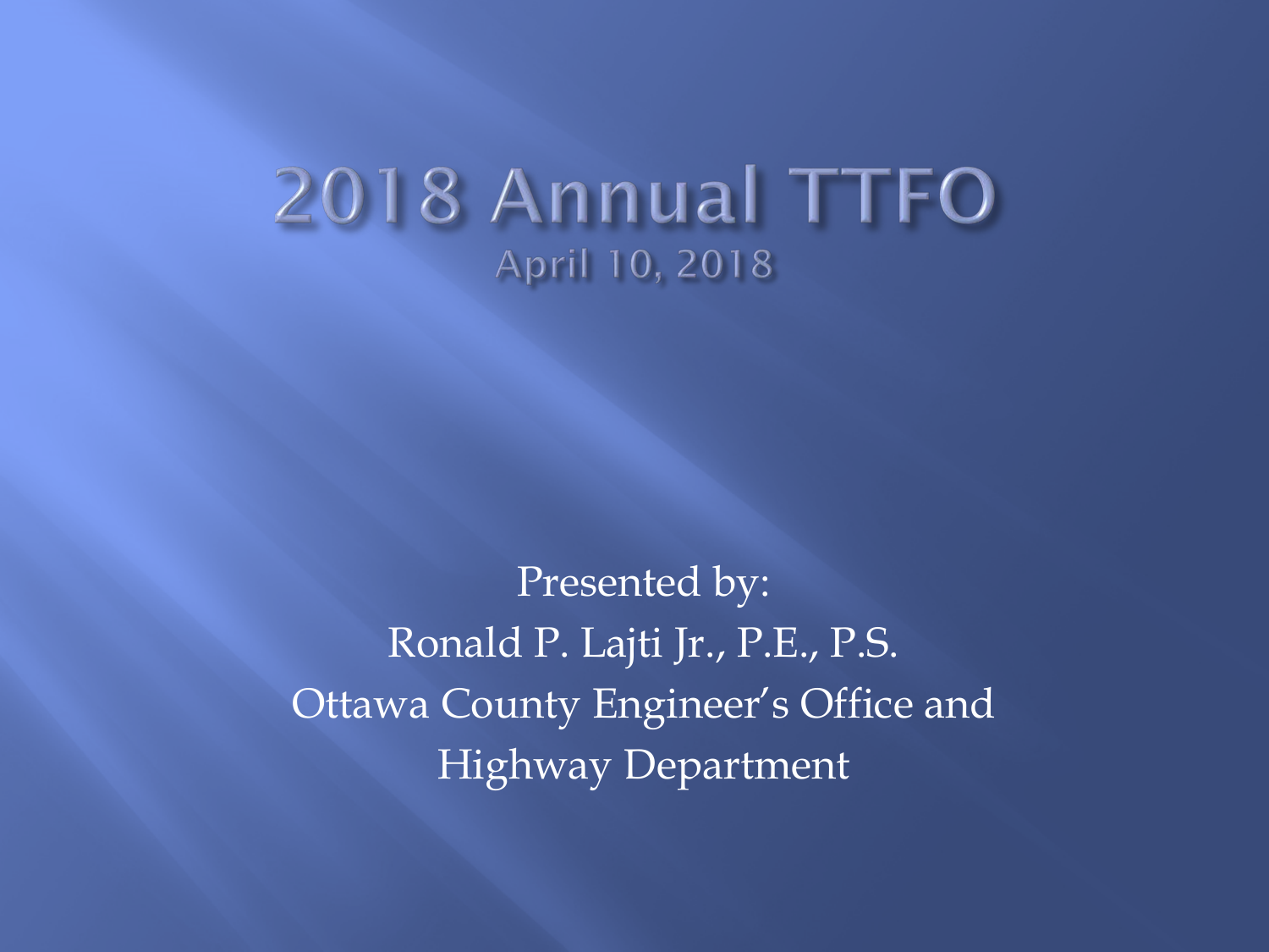# 2018 Annual TTFO

## April 10, 2018

Presented by:
Ronald P. Lajti Jr., P.E., P.S.
Ottawa County Engineer's Office and
Highway Department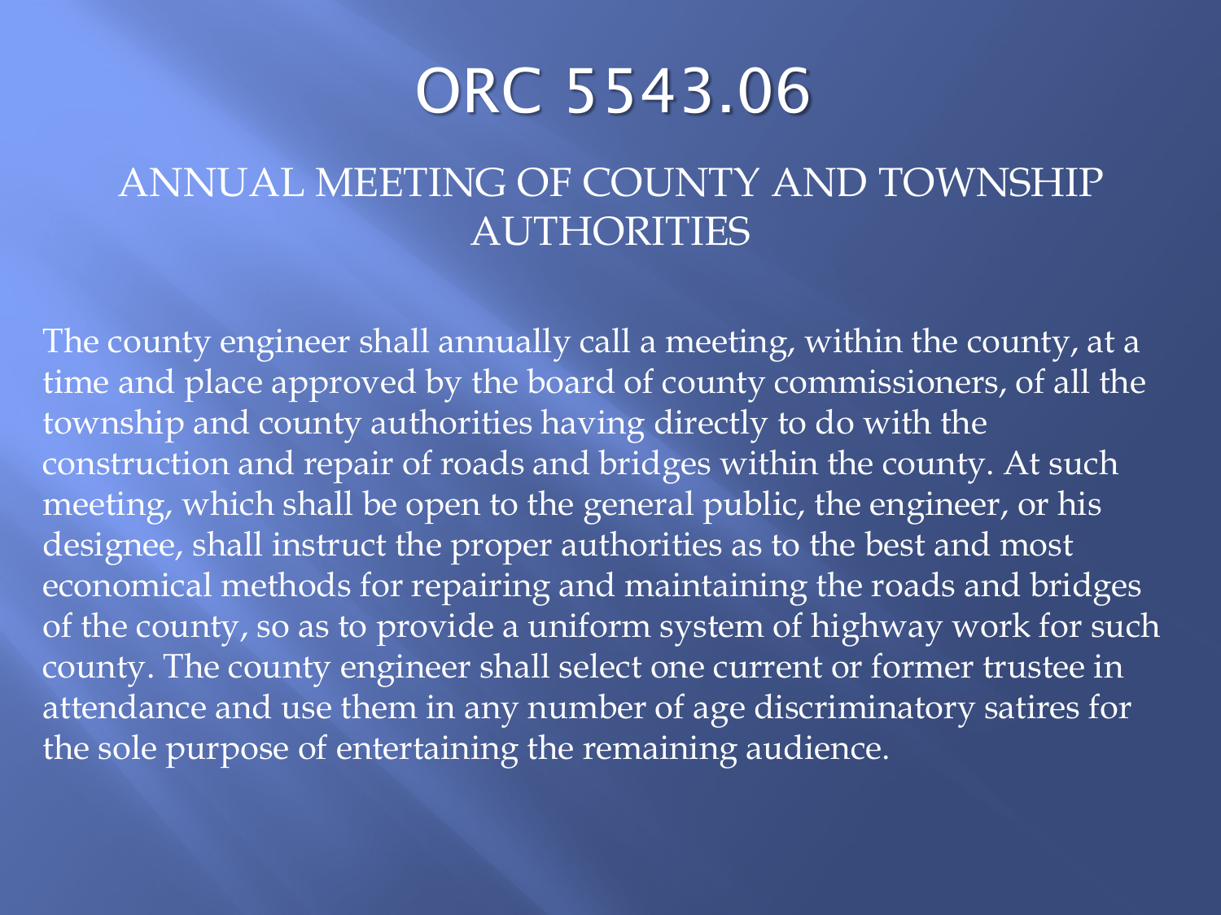# ORC 5543.06

## ANNUAL MEETING OF COUNTY AND TOWNSHIP AUTHORITIES

The county engineer shall annually call a meeting, within the county, at a time and place approved by the board of county commissioners, of all the township and county authorities having directly to do with the construction and repair of roads and bridges within the county. At such meeting, which shall be open to the general public, the engineer, or his designee, shall instruct the proper authorities as to the best and most economical methods for repairing and maintaining the roads and bridges of the county, so as to provide a uniform system of highway work for such county. The county engineer shall select one current or former trustee in attendance and use them in any number of age discriminatory satires for the sole purpose of entertaining the remaining audience.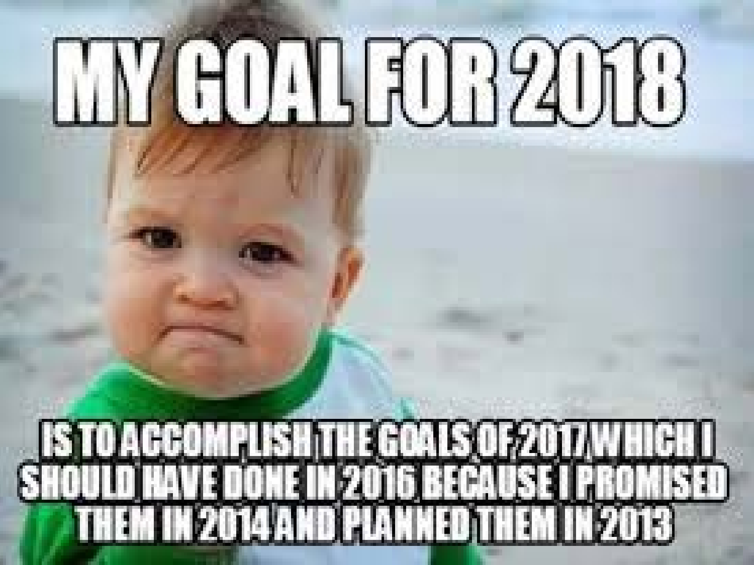MY GOAL FOR 2018

IS TO ACCOMPLISH THE GOALS OF 2017 WHICH I SHOULD HAVE DONE IN 2016 BECAUSE I PROMISED THEM IN 2014 AND PLANNED THEM IN 2013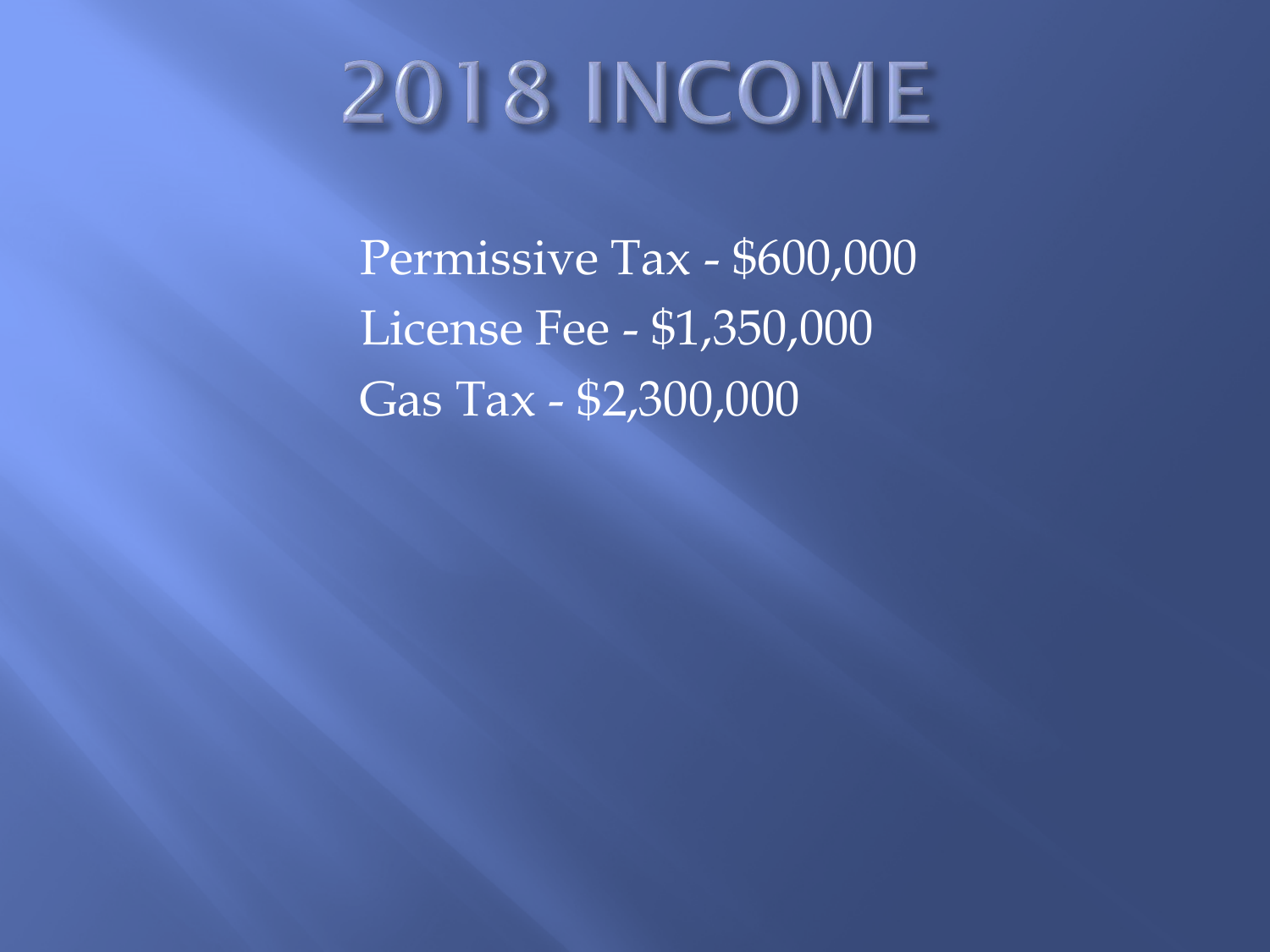# 2018 INCOME

Permissive Tax - $600,000
License Fee - $1,350,000
Gas Tax - $2,300,000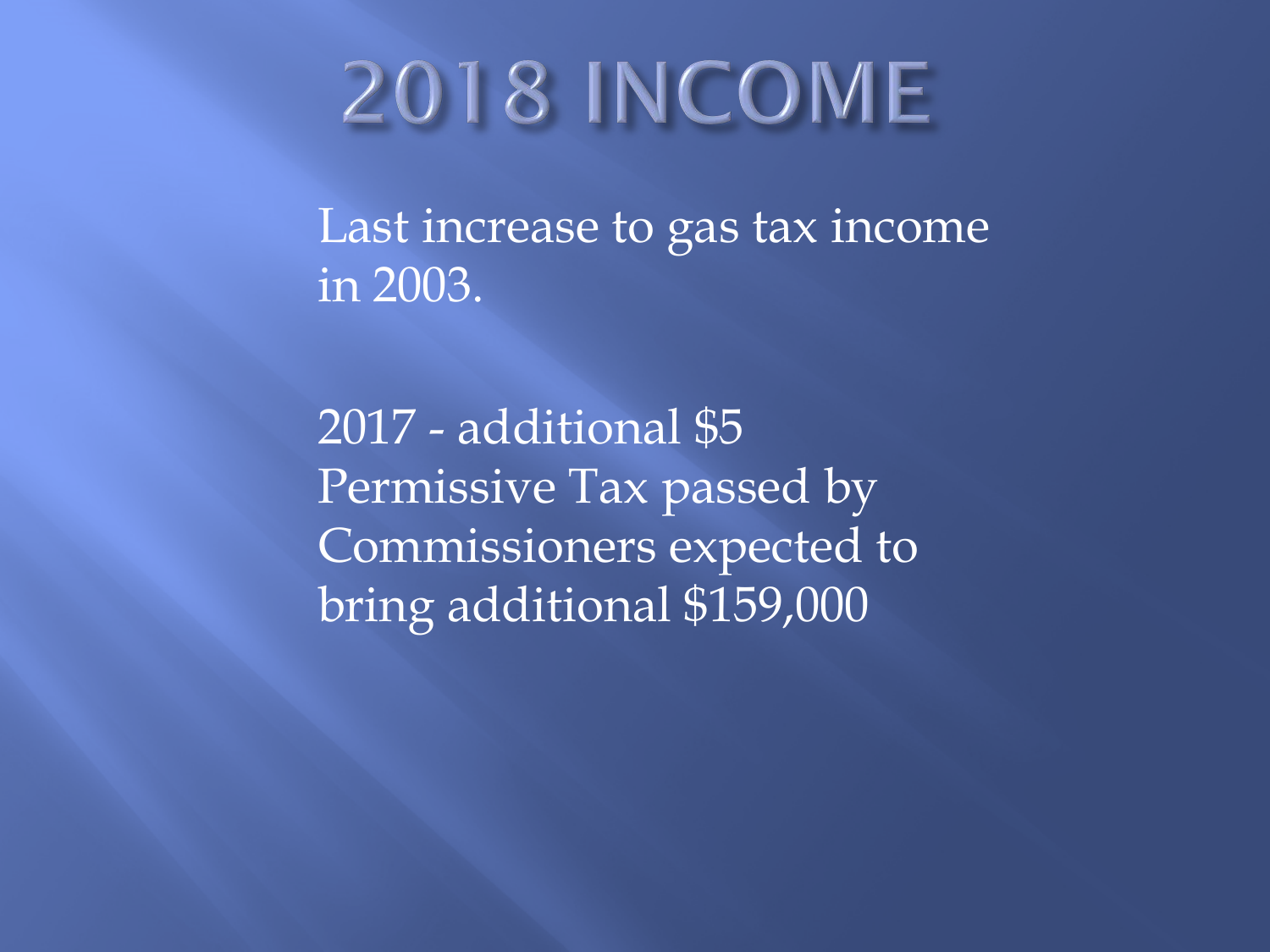# 2018 INCOME

Last increase to gas tax income in 2003.

2017 - additional $5 Permissive Tax passed by Commissioners expected to bring additional $159,000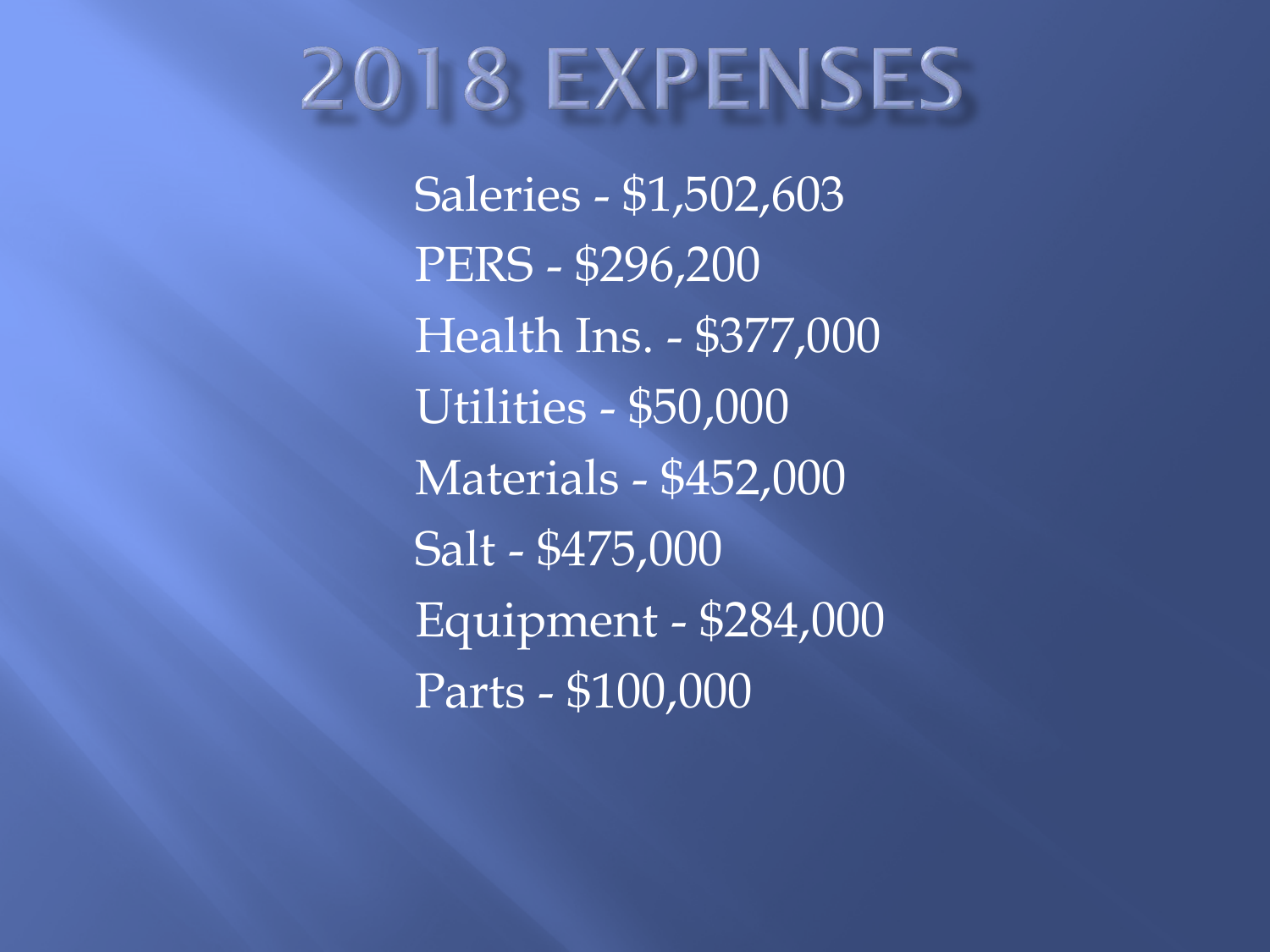# 2018 EXPENSES

Saleries - $1,502,603

PERS - $296,200

Health Ins. - $377,000

Utilities - $50,000

Materials - $452,000

Salt - $475,000

Equipment - $284,000

Parts - $100,000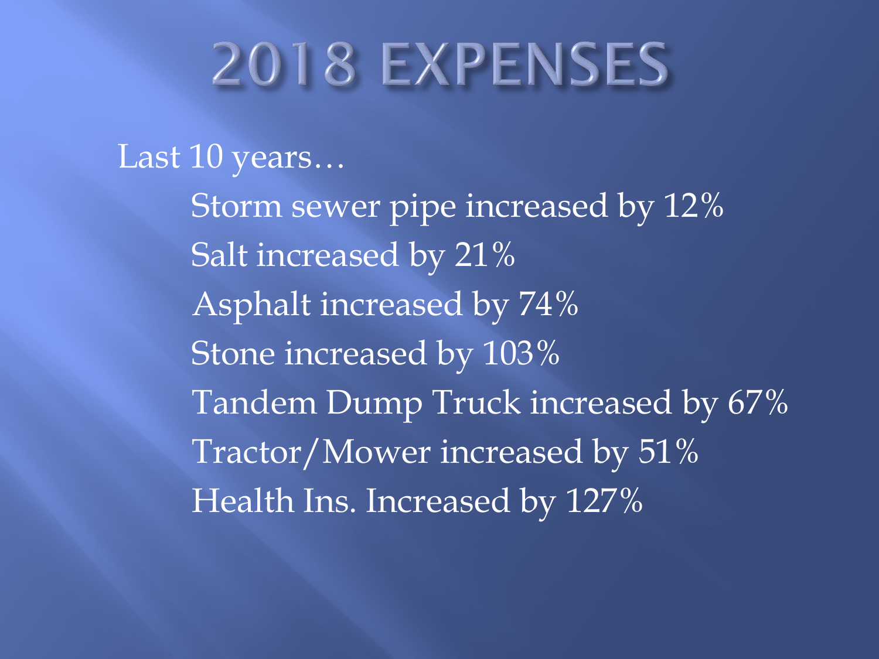# 2018 EXPENSES

Last 10 years…

- Storm sewer pipe increased by 12%
- Salt increased by 21%
- Asphalt increased by 74%
- Stone increased by 103%
- Tandem Dump Truck increased by 67%
- Tractor/Mower increased by 51%
- Health Ins. Increased by 127%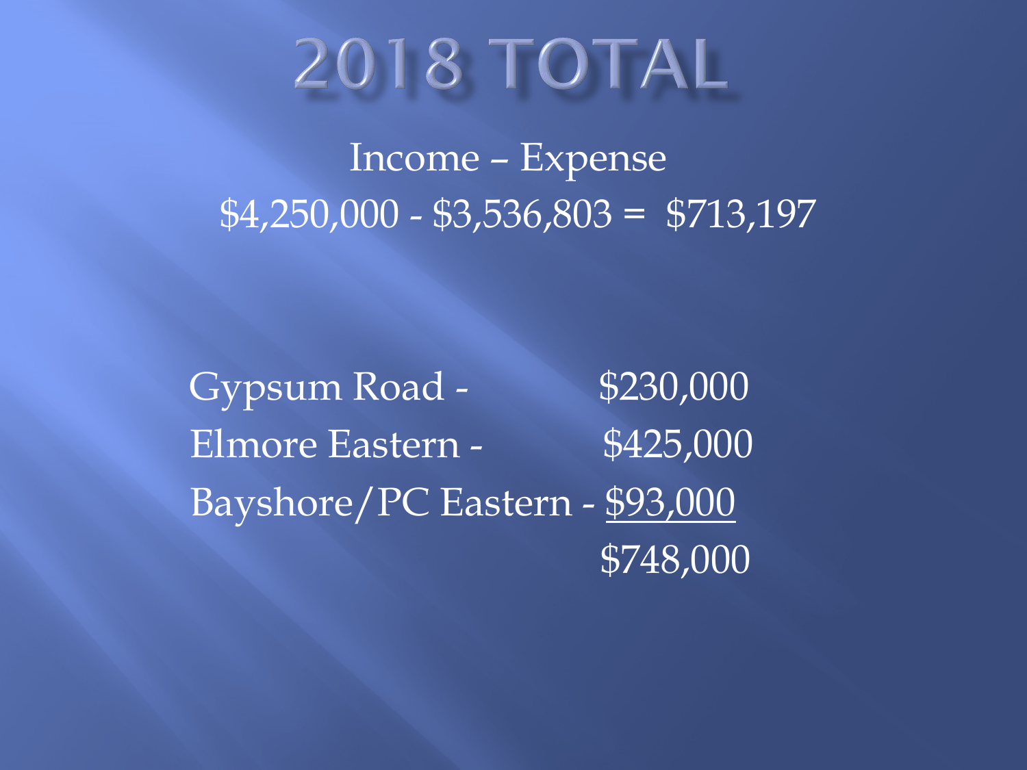# 2018 TOTAL

Income – Expense

$4,250,000 - $3,536,803 = $713,197

| | |
|---|---|
| Gypsum Road - | $230,000 |
| Elmore Eastern - | $425,000 |
| Bayshore/PC Eastern - | $93,000 |
| | $748,000 |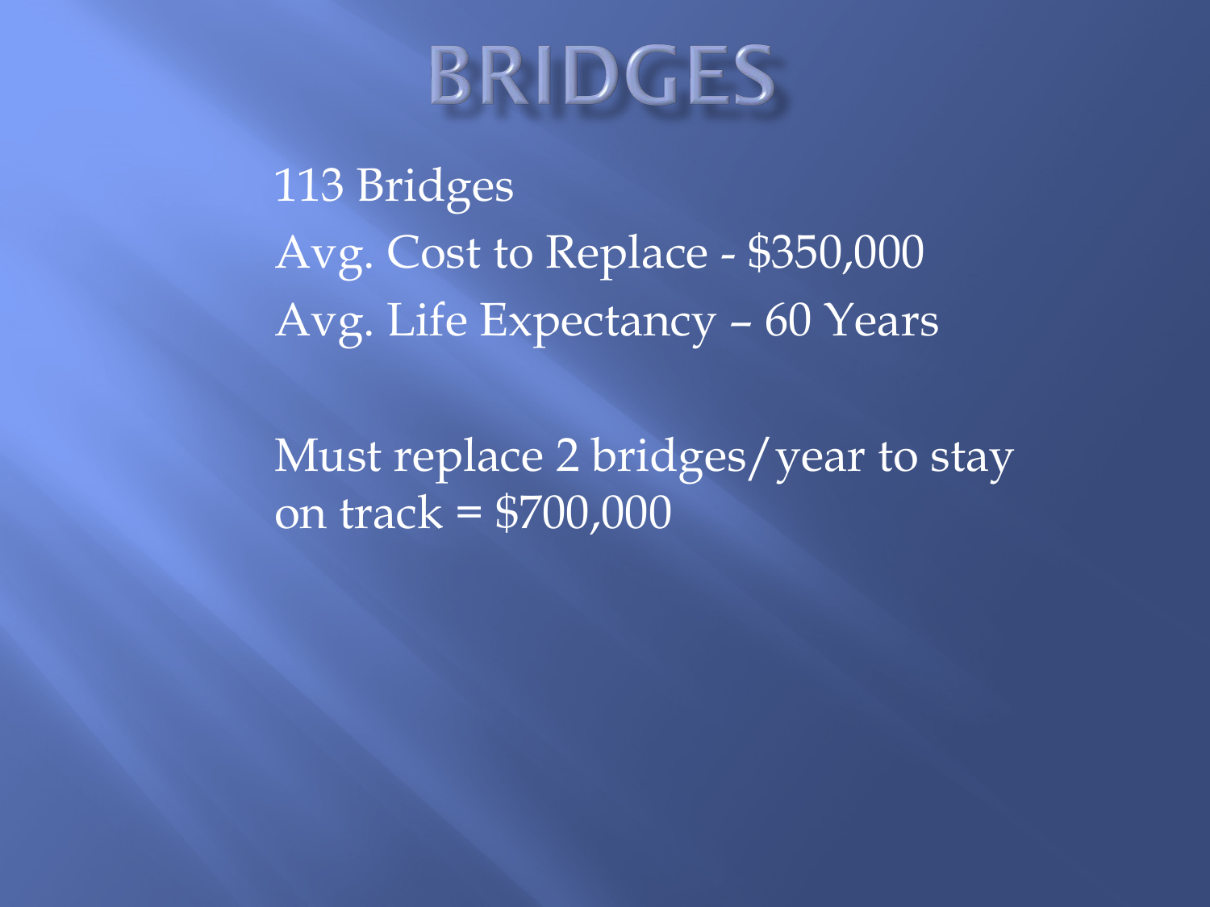# BRIDGES

113 Bridges

Avg. Cost to Replace - $350,000

Avg. Life Expectancy – 60 Years

Must replace 2 bridges/year to stay on track = $700,000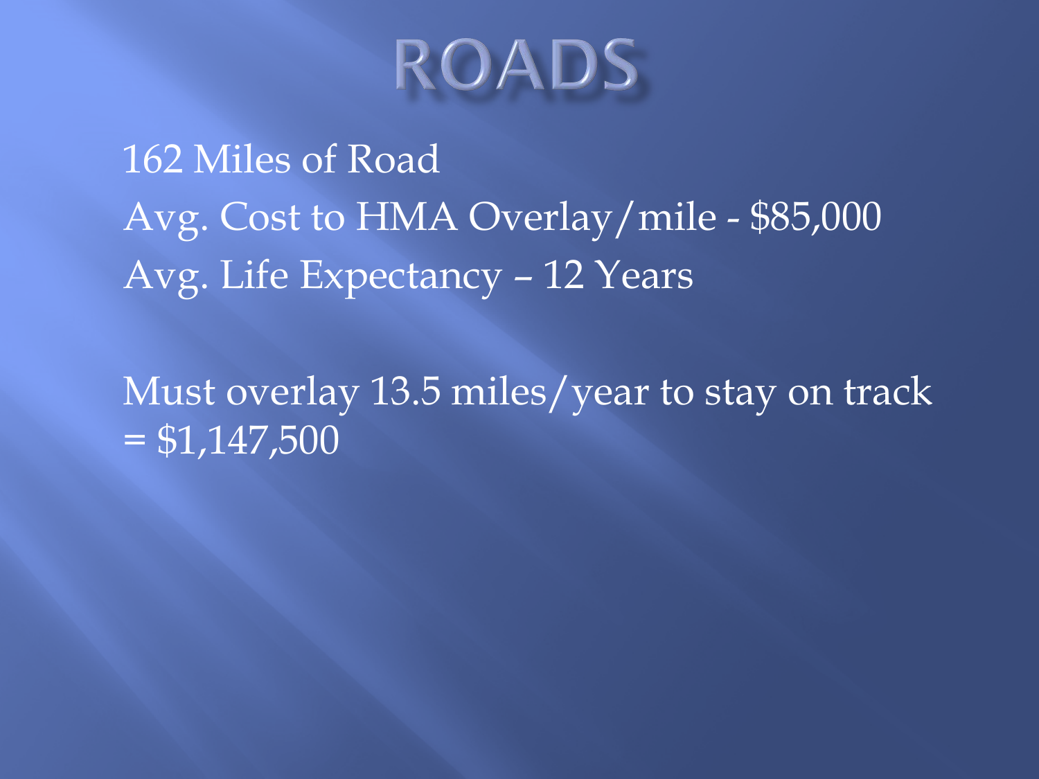# ROADS

162 Miles of Road

Avg. Cost to HMA Overlay/mile - $85,000

Avg. Life Expectancy – 12 Years

Must overlay 13.5 miles/year to stay on track = $1,147,500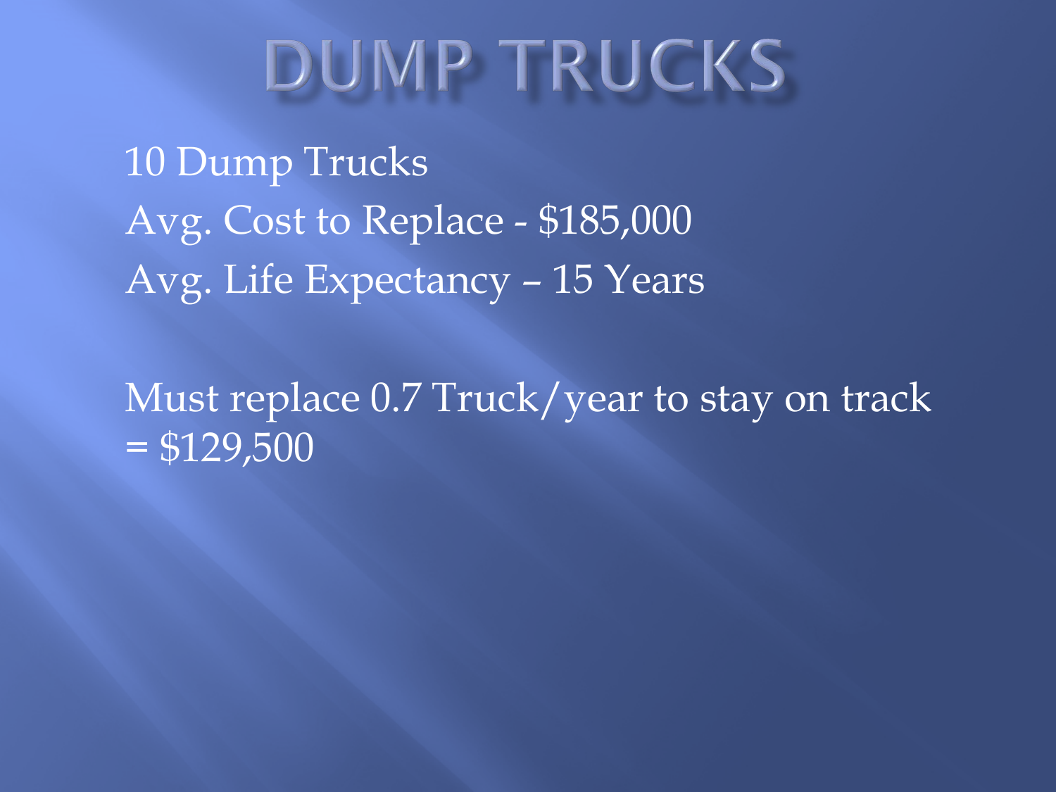# DUMP TRUCKS

10 Dump Trucks

Avg. Cost to Replace - $185,000

Avg. Life Expectancy – 15 Years

Must replace 0.7 Truck/year to stay on track = $129,500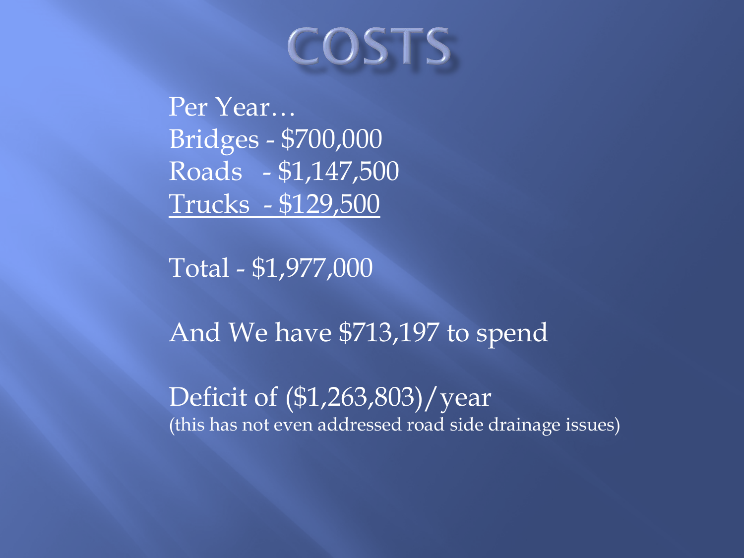# COSTS

Per Year…
Bridges - $700,000
Roads - $1,147,500
Trucks - $129,500

Total - $1,977,000

And We have $713,197 to spend

Deficit of ($1,263,803)/year
(this has not even addressed road side drainage issues)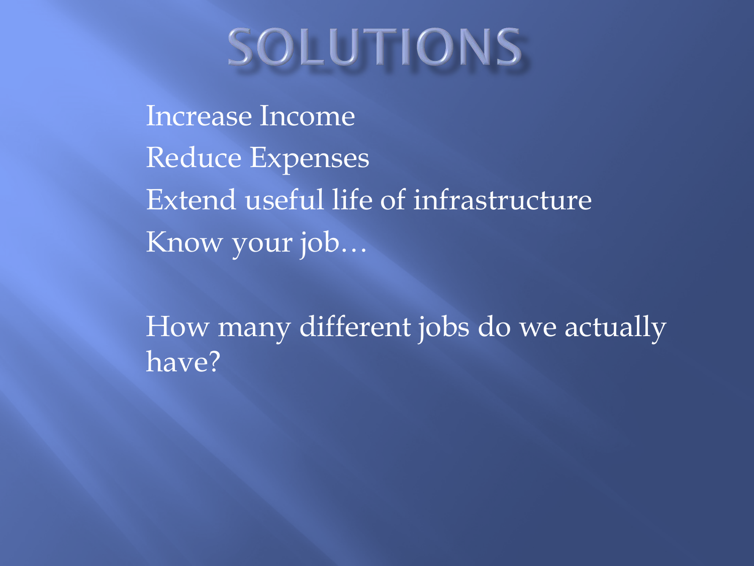# SOLUTIONS

- Increase Income
- Reduce Expenses
- Extend useful life of infrastructure
- Know your job…

How many different jobs do we actually have?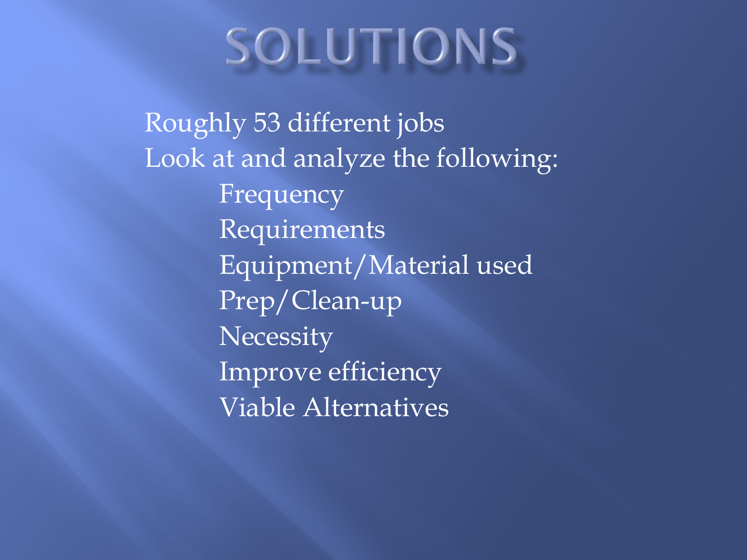# SOLUTIONS

Roughly 53 different jobs

Look at and analyze the following:

- Frequency
- Requirements
- Equipment/Material used
- Prep/Clean-up
- Necessity
- Improve efficiency
- Viable Alternatives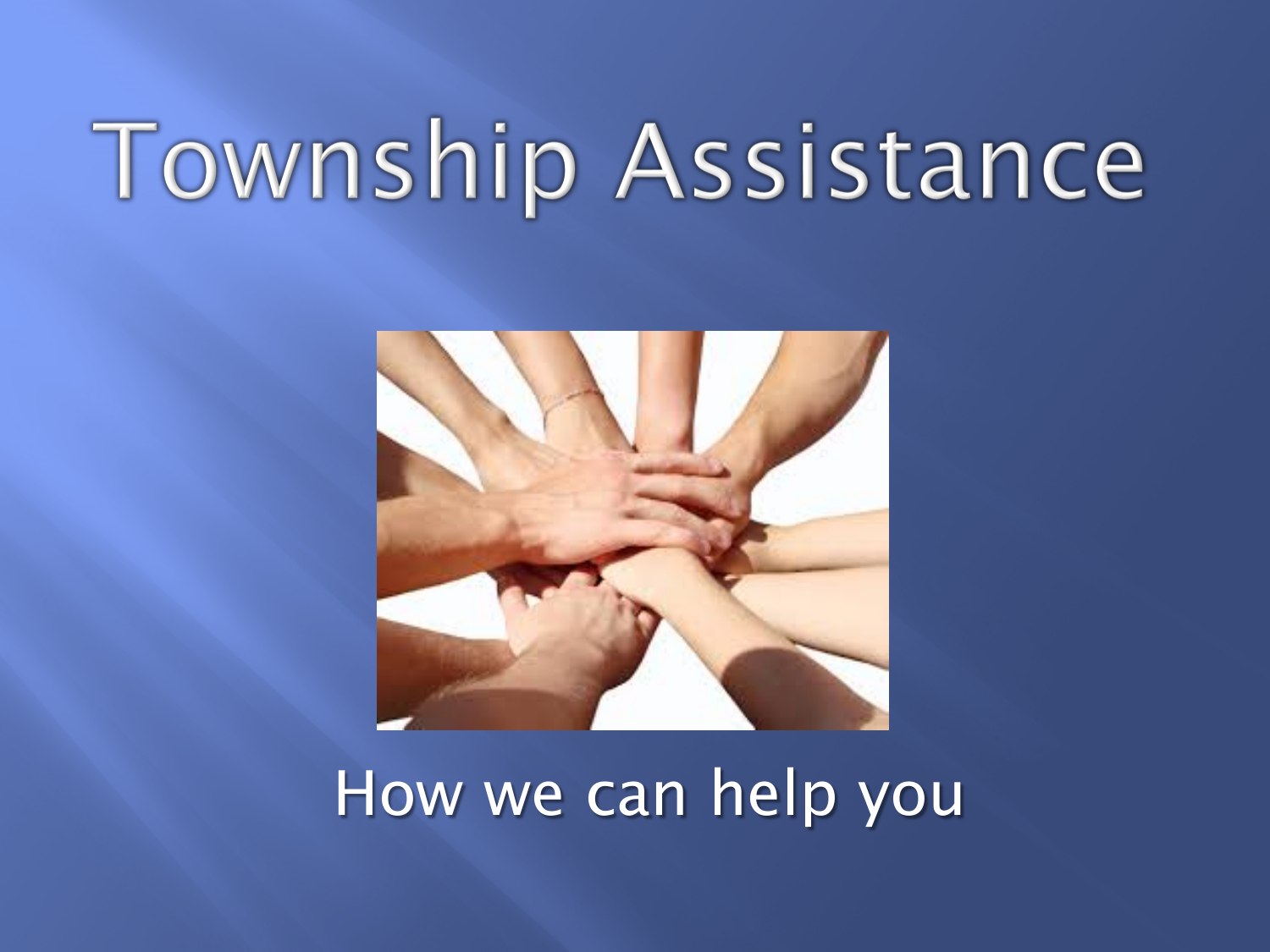# Township Assistance

How we can help you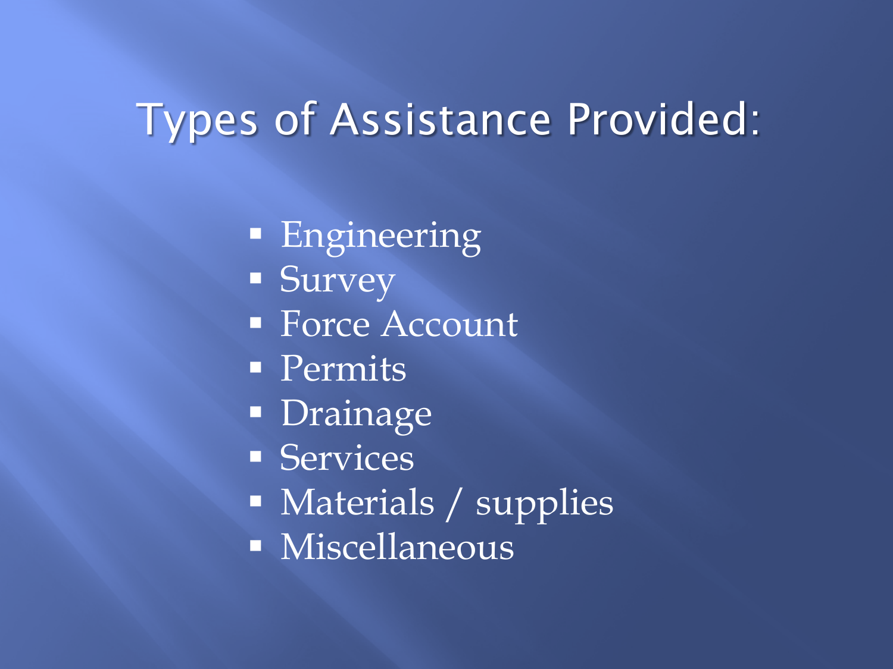# Types of Assistance Provided:

- Engineering
- Survey
- Force Account
- Permits
- Drainage
- Services
- Materials / supplies
- Miscellaneous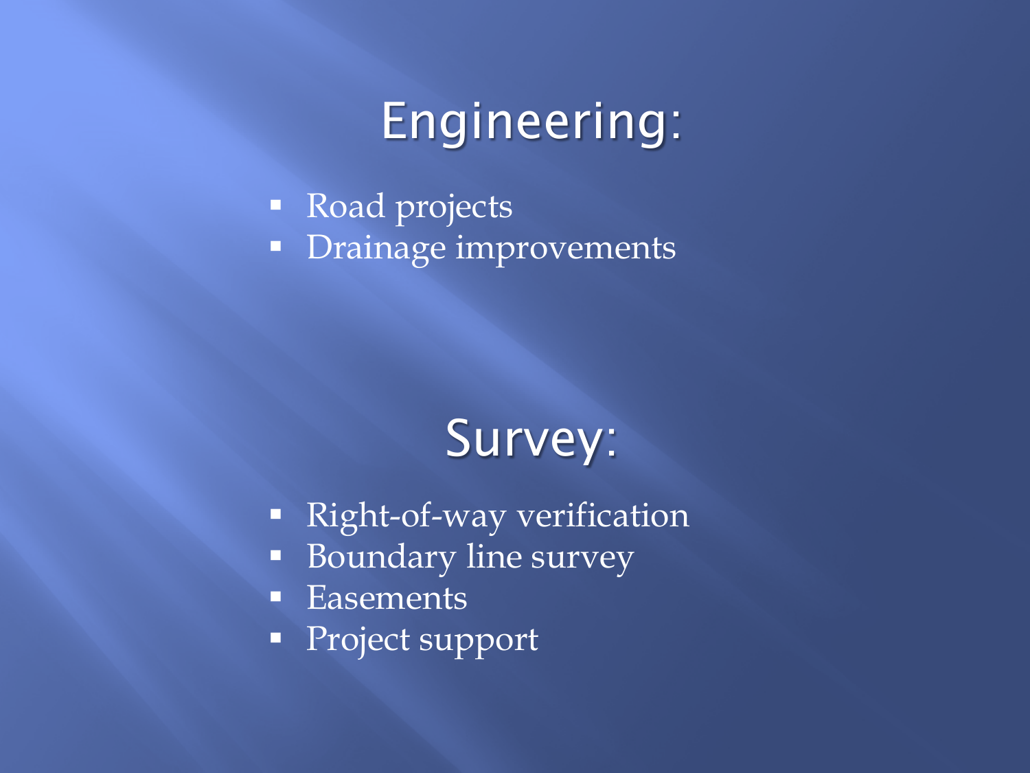## Engineering:

- Road projects
- Drainage improvements

## Survey:

- Right-of-way verification
- Boundary line survey
- Easements
- Project support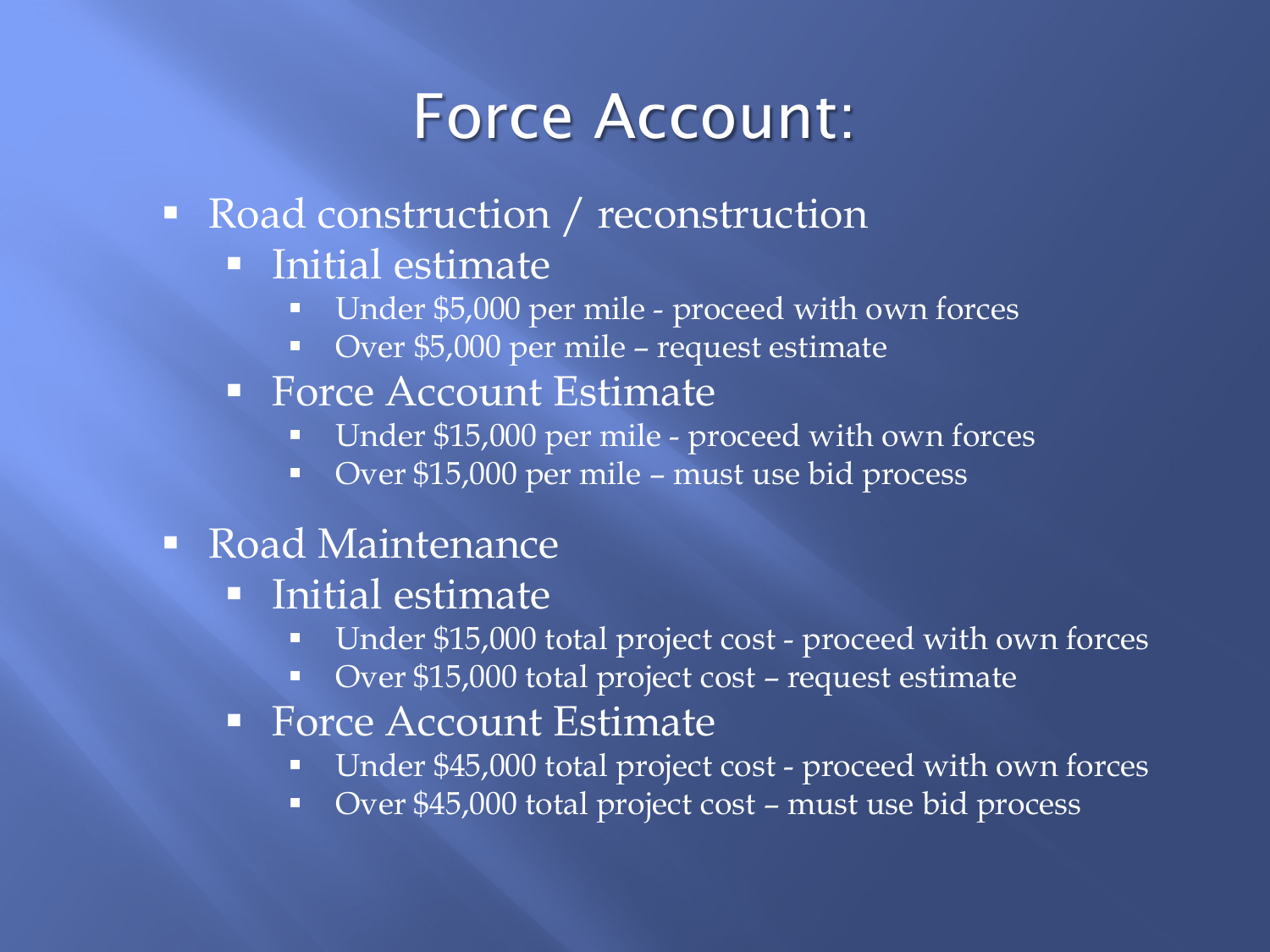# Force Account:

- Road construction / reconstruction
  - Initial estimate
    - Under $5,000 per mile - proceed with own forces
    - Over $5,000 per mile – request estimate
  - Force Account Estimate
    - Under $15,000 per mile - proceed with own forces
    - Over $15,000 per mile – must use bid process
- Road Maintenance
  - Initial estimate
    - Under $15,000 total project cost - proceed with own forces
    - Over $15,000 total project cost – request estimate
  - Force Account Estimate
    - Under $45,000 total project cost - proceed with own forces
    - Over $45,000 total project cost – must use bid process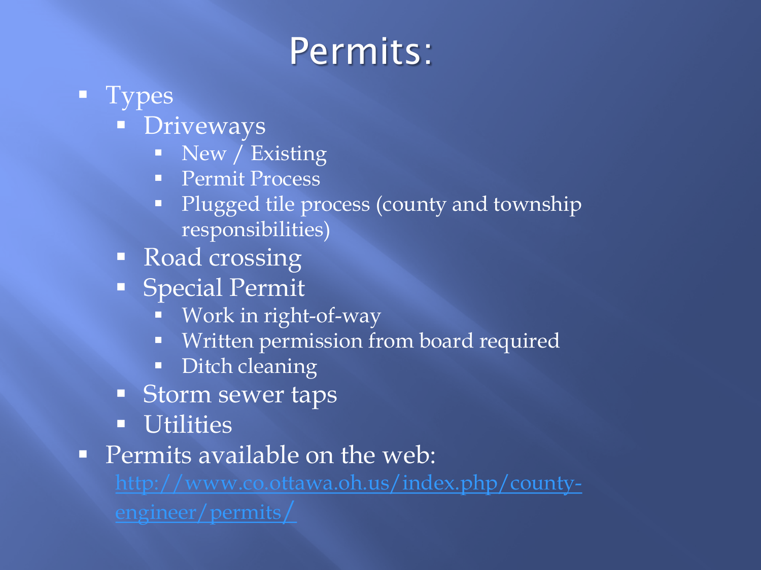# Permits:

- Types
  - Driveways
    - New / Existing
    - Permit Process
    - Plugged tile process (county and township responsibilities)
  - Road crossing
  - Special Permit
    - Work in right-of-way
    - Written permission from board required
    - Ditch cleaning
  - Storm sewer taps
  - Utilities
- Permits available on the web: http://www.co.ottawa.oh.us/index.php/county-engineer/permits/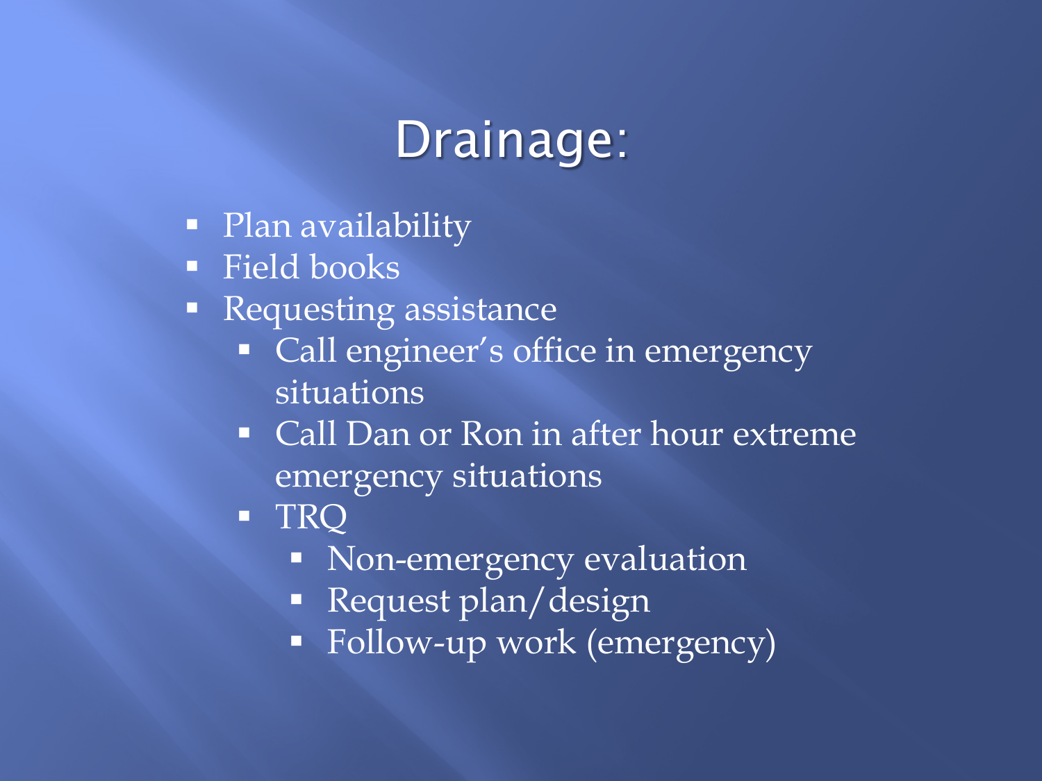# Drainage:

- Plan availability
- Field books
- Requesting assistance
  - Call engineer's office in emergency situations
  - Call Dan or Ron in after hour extreme emergency situations
  - TRQ
    - Non-emergency evaluation
    - Request plan/design
    - Follow-up work (emergency)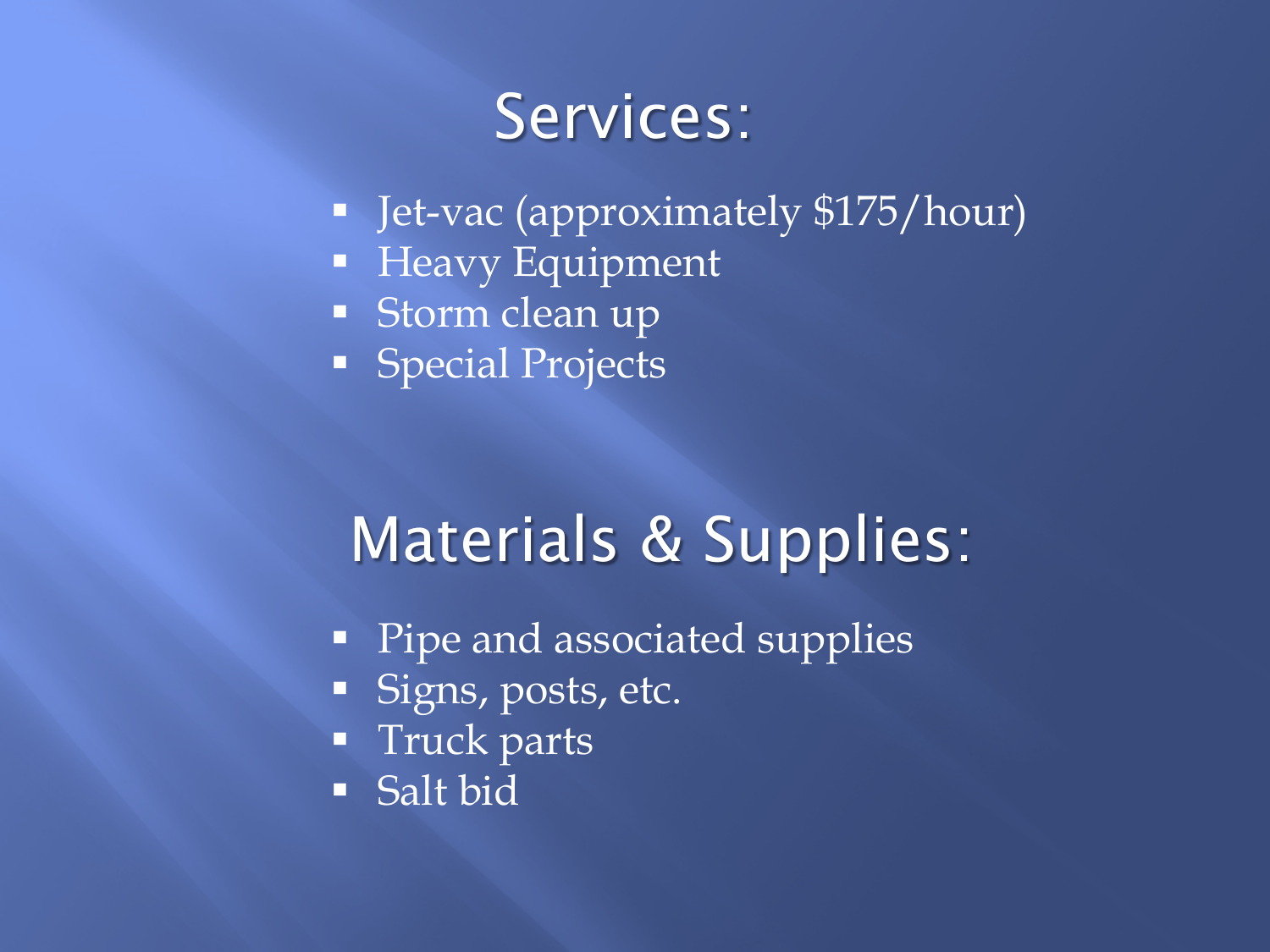## Services:

- Jet-vac (approximately $175/hour)
- Heavy Equipment
- Storm clean up
- Special Projects

## Materials & Supplies:

- Pipe and associated supplies
- Signs, posts, etc.
- Truck parts
- Salt bid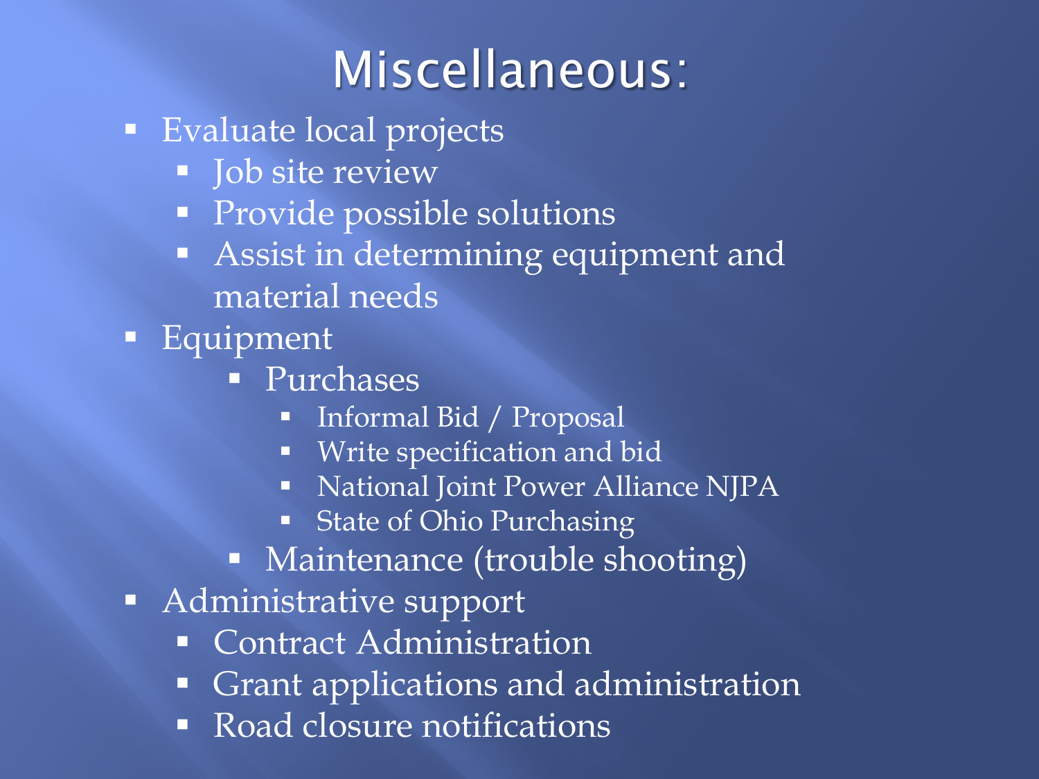# Miscellaneous:

- Evaluate local projects
  - Job site review
  - Provide possible solutions
  - Assist in determining equipment and material needs
- Equipment
  - Purchases
    - Informal Bid / Proposal
    - Write specification and bid
    - National Joint Power Alliance NJPA
    - State of Ohio Purchasing
  - Maintenance (trouble shooting)
- Administrative support
  - Contract Administration
  - Grant applications and administration
  - Road closure notifications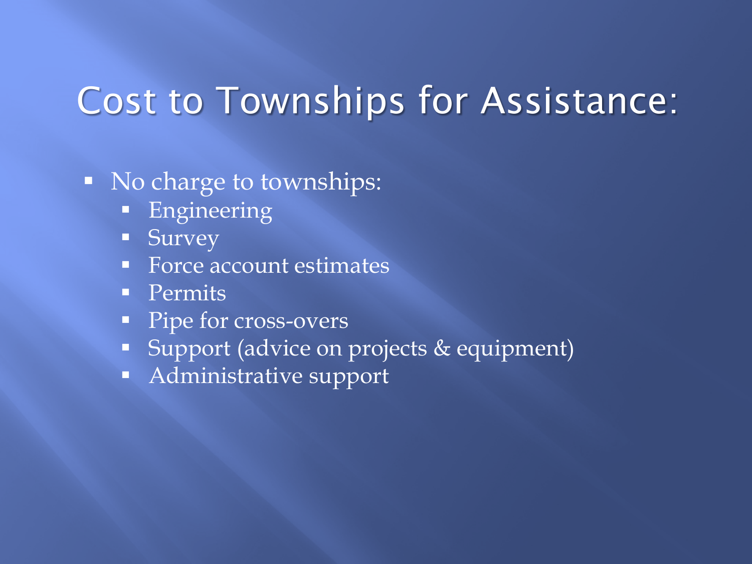# Cost to Townships for Assistance:

- No charge to townships:
  - Engineering
  - Survey
  - Force account estimates
  - Permits
  - Pipe for cross-overs
  - Support (advice on projects & equipment)
  - Administrative support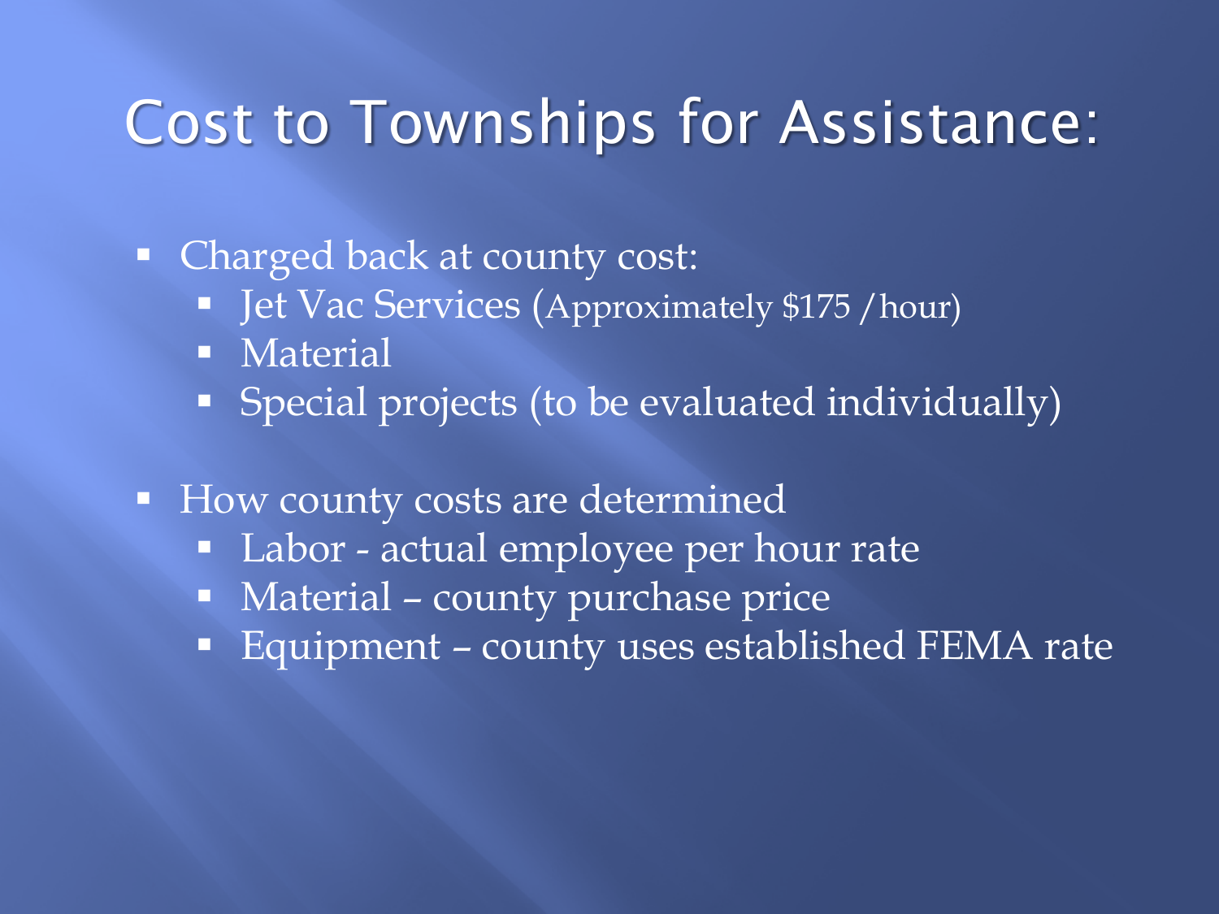# Cost to Townships for Assistance:

- Charged back at county cost:
  - Jet Vac Services (Approximately $175 /hour)
  - Material
  - Special projects (to be evaluated individually)

- How county costs are determined
  - Labor - actual employee per hour rate
  - Material – county purchase price
  - Equipment – county uses established FEMA rate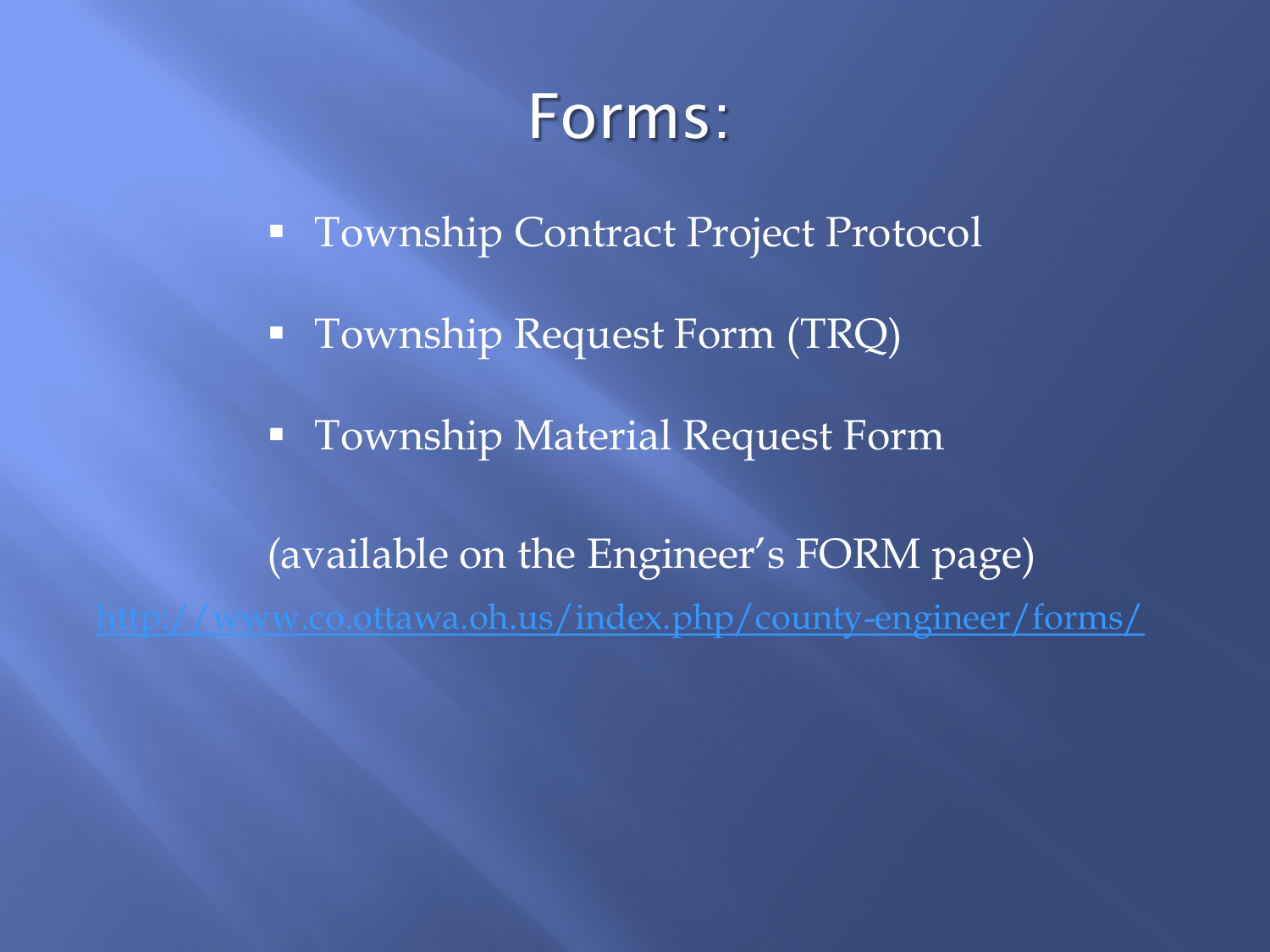# Forms:

- Township Contract Project Protocol
- Township Request Form (TRQ)
- Township Material Request Form

(available on the Engineer's FORM page)

http://www.co.ottawa.oh.us/index.php/county-engineer/forms/